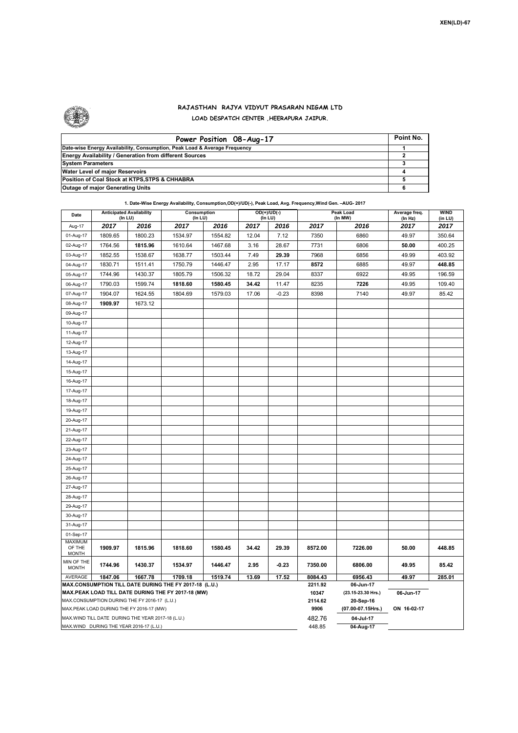XEN(LD)-67

# RAJASTHAN RAJYA VIDYUT PRASARAN NIGAM LTD

## LOAD DESPATCH CENTER ,HEERAPURA JAIPUR.

| Power Position 08-Aug-17 | Point No. |
|---|---|
| Date-wise Energy Availability, Consumption, Peak Load & Average Frequency | 1 |
| Energy Availability / Generation from different Sources | 2 |
| System Parameters | 3 |
| Water Level of major Reservoirs | 4 |
| Position of Coal Stock at KTPS,STPS & CHHABRA | 5 |
| Outage of major Generating Units | 6 |

**1. Date-Wise Energy Availability, Consumption,OD(+)/UD(-), Peak Load, Avg. Frequency,Wind Gen. –AUG- 2017**

| Date | Anticipated Availability (In LU) | | Consumption (In LU) | | OD(+)/UD(-) (In LU) | | Peak Load (In MW) | | Average freq. (In Hz) | WIND (in LU) |
|---|---|---|---|---|---|---|---|---|---|---|
| Aug-17 | 2017 | 2016 | 2017 | 2016 | 2017 | 2016 | 2017 | 2016 | 2017 | 2017 |
| 01-Aug-17 | 1809.65 | 1800.23 | 1534.97 | 1554.82 | 12.04 | 7.12 | 7350 | 6860 | 49.97 | 350.64 |
| 02-Aug-17 | 1764.56 | **1815.96** | 1610.64 | 1467.68 | 3.16 | 28.67 | 7731 | 6806 | **50.00** | 400.25 |
| 03-Aug-17 | 1852.55 | 1538.67 | 1638.77 | 1503.44 | 7.49 | **29.39** | 7968 | 6856 | 49.99 | 403.92 |
| 04-Aug-17 | 1830.71 | 1511.41 | 1750.79 | 1446.47 | 2.95 | 17.17 | **8572** | 6885 | 49.97 | **448.85** |
| 05-Aug-17 | 1744.96 | 1430.37 | 1805.79 | 1506.32 | 18.72 | 29.04 | 8337 | 6922 | 49.95 | 196.59 |
| 06-Aug-17 | 1790.03 | 1599.74 | **1818.60** | **1580.45** | **34.42** | 11.47 | 8235 | **7226** | 49.95 | 109.40 |
| 07-Aug-17 | 1904.07 | 1624.55 | 1804.69 | 1579.03 | 17.06 | -0.23 | 8398 | 7140 | 49.97 | 85.42 |
| 08-Aug-17 | **1909.97** | 1673.12 | | | | | | | | |
| 09-Aug-17 | | | | | | | | | | |
| 10-Aug-17 | | | | | | | | | | |
| 11-Aug-17 | | | | | | | | | | |
| 12-Aug-17 | | | | | | | | | | |
| 13-Aug-17 | | | | | | | | | | |
| 14-Aug-17 | | | | | | | | | | |
| 15-Aug-17 | | | | | | | | | | |
| 16-Aug-17 | | | | | | | | | | |
| 17-Aug-17 | | | | | | | | | | |
| 18-Aug-17 | | | | | | | | | | |
| 19-Aug-17 | | | | | | | | | | |
| 20-Aug-17 | | | | | | | | | | |
| 21-Aug-17 | | | | | | | | | | |
| 22-Aug-17 | | | | | | | | | | |
| 23-Aug-17 | | | | | | | | | | |
| 24-Aug-17 | | | | | | | | | | |
| 25-Aug-17 | | | | | | | | | | |
| 26-Aug-17 | | | | | | | | | | |
| 27-Aug-17 | | | | | | | | | | |
| 28-Aug-17 | | | | | | | | | | |
| 29-Aug-17 | | | | | | | | | | |
| 30-Aug-17 | | | | | | | | | | |
| 31-Aug-17 | | | | | | | | | | |
| 01-Sep-17 | | | | | | | | | | |
| MAXIMUM OF THE MONTH | 1909.97 | 1815.96 | 1818.60 | 1580.45 | 34.42 | 29.39 | 8572.00 | 7226.00 | 50.00 | 448.85 |
| MIN OF THE MONTH | 1744.96 | 1430.37 | 1534.97 | 1446.47 | 2.95 | -0.23 | 7350.00 | 6806.00 | 49.95 | 85.42 |
| AVERAGE | 1847.06 | 1667.78 | 1709.18 | 1519.74 | 13.69 | 17.52 | 8084.43 | 6956.43 | 49.97 | 285.01 |
| MAX.CONSUMPTION TILL DATE DURING THE FY 2017-18 (L.U.) | | | | | | | 2211.92 | 06-Jun-17 | | |
| MAX.PEAK LOAD TILL DATE DURING THE FY 2017-18 (MW) | | | | | | | 10347 | (23.15-23.30 Hrs.) | 06-Jun-17 | |
| MAX.CONSUMPTION DURING THE FY 2016-17 (L.U.) | | | | | | | 2114.62 | 20-Sep-16 | | |
| MAX.PEAK LOAD DURING THE FY 2016-17 (MW) | | | | | | | 9906 | (07.00-07.15Hrs.) | ON 16-02-17 | |
| MAX.WIND TILL DATE DURING THE YEAR 2017-18 (L.U.) | | | | | | | 482.76 | 04-Jul-17 | | |
| MAX.WIND DURING THE YEAR 2016-17 (L.U.) | | | | | | | 448.85 | 04-Aug-17 | | |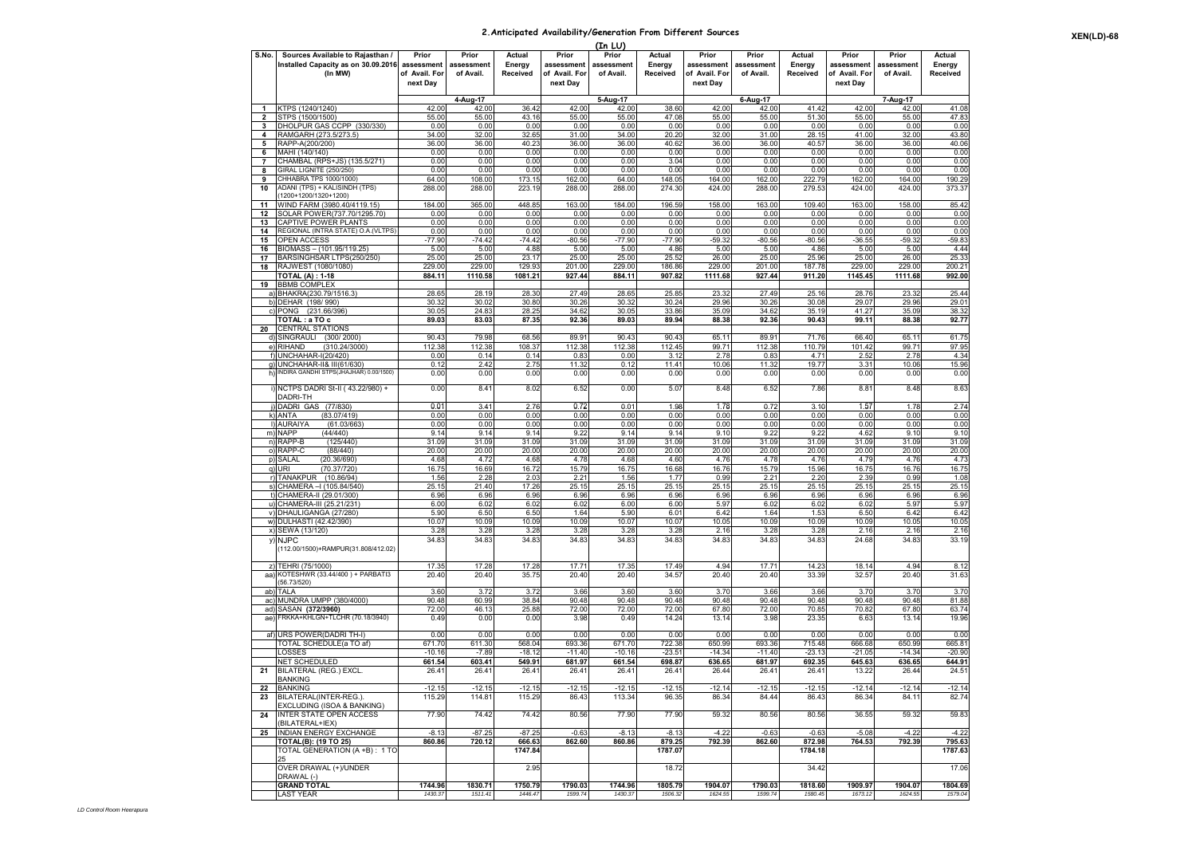## 2.Anticipated Availability/Generation From Different Sources

(In LU)

XEN(LD)-68

| S.No. | Sources Available to Rajasthan / Installed Capacity as on 30.09.2016 (In MW) | Prior assessment of Avail. For next Day | Prior assessment of Avail. | Actual Energy Received | Prior assessment of Avail. For next Day | Prior assessment of Avail. | Actual Energy Received | Prior assessment of Avail. For next Day | Prior assessment of Avail. | Actual Energy Received | Prior assessment of Avail. For next Day | Prior assessment of Avail. | Actual Energy Received |
|---|---|---|---|---|---|---|---|---|---|---|---|---|---|
| | | 4-Aug-17 | | | 5-Aug-17 | | | 6-Aug-17 | | | 7-Aug-17 | | |
| 1 | KTPS (1240/1240) | 42.00 | 42.00 | 36.42 | 42.00 | 42.00 | 38.60 | 42.00 | 42.00 | 41.42 | 42.00 | 42.00 | 41.08 |
| 2 | STPS (1500/1500) | 55.00 | 55.00 | 43.16 | 55.00 | 55.00 | 47.08 | 55.00 | 55.00 | 51.30 | 55.00 | 55.00 | 47.83 |
| 3 | DHOLPUR GAS CCPP (330/330) | 0.00 | 0.00 | 0.00 | 0.00 | 0.00 | 0.00 | 0.00 | 0.00 | 0.00 | 0.00 | 0.00 | 0.00 |
| 4 | RAMGARH (273.5/273.5) | 34.00 | 32.00 | 32.65 | 31.00 | 34.00 | 20.20 | 32.00 | 31.00 | 28.15 | 41.00 | 32.00 | 43.80 |
| 5 | RAPP-A(200/200) | 36.00 | 36.00 | 40.23 | 36.00 | 36.00 | 40.62 | 36.00 | 36.00 | 40.57 | 36.00 | 36.00 | 40.06 |
| 6 | MAHI (140/140) | 0.00 | 0.00 | 0.00 | 0.00 | 0.00 | 0.00 | 0.00 | 0.00 | 0.00 | 0.00 | 0.00 | 0.00 |
| 7 | CHAMBAL (RPS+JS) (135.5/271) | 0.00 | 0.00 | 0.00 | 0.00 | 0.00 | 3.04 | 0.00 | 0.00 | 0.00 | 0.00 | 0.00 | 0.00 |
| 8 | GIRAL LIGNITE (250/250) | 0.00 | 0.00 | 0.00 | 0.00 | 0.00 | 0.00 | 0.00 | 0.00 | 0.00 | 0.00 | 0.00 | 0.00 |
| 9 | CHHABRA TPS 1000/1000) | 64.00 | 108.00 | 173.15 | 162.00 | 64.00 | 148.05 | 164.00 | 162.00 | 222.79 | 162.00 | 164.00 | 190.29 |
| 10 | ADANI (TPS) + KALISINDH (TPS) (1200+1200/1320+1200) | 288.00 | 288.00 | 223.19 | 288.00 | 288.00 | 274.30 | 424.00 | 288.00 | 279.53 | 424.00 | 424.00 | 373.37 |
| 11 | WIND FARM (3980.40/4119.15) | 184.00 | 365.00 | 448.85 | 163.00 | 184.00 | 196.59 | 158.00 | 163.00 | 109.40 | 163.00 | 158.00 | 85.42 |
| 12 | SOLAR POWER(737.70/1295.70) | 0.00 | 0.00 | 0.00 | 0.00 | 0.00 | 0.00 | 0.00 | 0.00 | 0.00 | 0.00 | 0.00 | 0.00 |
| 13 | CAPTIVE POWER PLANTS | 0.00 | 0.00 | 0.00 | 0.00 | 0.00 | 0.00 | 0.00 | 0.00 | 0.00 | 0.00 | 0.00 | 0.00 |
| 14 | REGIONAL (INTRA STATE) O.A.(VLTPS) | 0.00 | 0.00 | 0.00 | 0.00 | 0.00 | 0.00 | 0.00 | 0.00 | 0.00 | 0.00 | 0.00 | 0.00 |
| 15 | OPEN ACCESS | -77.90 | -74.42 | -74.42 | -80.56 | -77.90 | -77.90 | -59.32 | -80.56 | -80.56 | -36.55 | -59.32 | -59.83 |
| 16 | BIOMASS – (101.95/119.25) | 5.00 | 5.00 | 4.88 | 5.00 | 5.00 | 4.86 | 5.00 | 5.00 | 4.86 | 5.00 | 5.00 | 4.44 |
| 17 | BARSINGHSAR LTPS(250/250) | 25.00 | 25.00 | 23.17 | 25.00 | 25.00 | 25.52 | 26.00 | 25.00 | 25.96 | 25.00 | 26.00 | 25.33 |
| 18 | RAJWEST (1080/1080) | 229.00 | 229.00 | 129.93 | 201.00 | 229.00 | 186.86 | 229.00 | 201.00 | 187.78 | 229.00 | 229.00 | 200.21 |
| | **TOTAL (A) : 1-18** | **884.11** | **1110.58** | **1081.21** | **927.44** | **884.11** | **907.82** | **1111.68** | **927.44** | **911.20** | **1145.45** | **1111.68** | **992.00** |
| 19 | BBMB COMPLEX | | | | | | | | | | | | |
| a) | BHAKRA(230.79/1516.3) | 28.65 | 28.19 | 28.30 | 27.49 | 28.65 | 25.85 | 23.32 | 27.49 | 25.16 | 28.76 | 23.32 | 25.44 |
| b) | DEHAR (198/ 990) | 30.32 | 30.02 | 30.80 | 30.26 | 30.32 | 30.24 | 29.96 | 30.26 | 30.08 | 29.07 | 29.96 | 29.01 |
| c) | PONG (231.66/396) | 30.05 | 24.83 | 28.25 | 34.62 | 30.05 | 33.86 | 35.09 | 34.62 | 35.19 | 41.27 | 35.09 | 38.32 |
| | **TOTAL : a TO c** | **89.03** | **83.03** | **87.35** | **92.36** | **89.03** | **89.94** | **88.38** | **92.36** | **90.43** | **99.11** | **88.38** | **92.77** |
| 20 | CENTRAL STATIONS | | | | | | | | | | | | |
| d) | SINGRAULI (300/ 2000) | 90.43 | 79.98 | 68.56 | 89.91 | 90.43 | 90.43 | 65.11 | 89.91 | 71.76 | 66.40 | 65.11 | 61.75 |
| e) | RIHAND (310.24/3000) | 112.38 | 112.38 | 108.37 | 112.38 | 112.38 | 112.45 | 99.71 | 112.38 | 110.79 | 101.42 | 99.71 | 97.95 |
| f) | UNCHAHAR-I(20/420) | 0.00 | 0.14 | 0.83 | 0.83 | 0.00 | 3.12 | 2.78 | 0.83 | 4.71 | 2.52 | 2.78 | 4.34 |
| g) | UNCHAHAR-II& III(61/630) | 0.12 | 2.42 | 2.75 | 11.32 | 0.12 | 11.41 | 10.06 | 11.32 | 19.77 | 3.31 | 10.06 | 15.96 |
| h) | INDIRA GANDHI STPS(JHAJHAR) 0.00/1500) | 0.00 | 0.00 | 0.00 | 0.00 | 0.00 | 0.00 | 0.00 | 0.00 | 0.00 | 0.00 | 0.00 | 0.00 |
| i) | NCTPS DADRI St-II ( 43.22/980) + DADRI-TH | 0.00 | 8.41 | 8.02 | 6.52 | 0.00 | 5.07 | 8.48 | 6.52 | 7.86 | 8.81 | 8.48 | 8.63 |
| j) | DADRI GAS (77/830) | 0.01 | 3.41 | 2.76 | 0.72 | 0.01 | 1.98 | 1.78 | 0.72 | 3.10 | 1.57 | 1.78 | 2.74 |
| k) | ANTA (83.07/419) | 0.00 | 0.00 | 0.00 | 0.00 | 0.00 | 0.00 | 0.00 | 0.00 | 0.00 | 0.00 | 0.00 | 0.00 |
| l) | AURAIYA (61.03/663) | 0.00 | 0.00 | 0.00 | 0.00 | 0.00 | 0.00 | 0.00 | 0.00 | 0.00 | 0.00 | 0.00 | 0.00 |
| m) | NAPP (44/440) | 9.14 | 9.14 | 9.14 | 9.22 | 9.14 | 9.14 | 9.10 | 9.22 | 9.22 | 4.62 | 9.10 | 9.10 |
| n) | RAPP-B (125/440) | 31.09 | 31.09 | 31.09 | 31.09 | 31.09 | 31.09 | 31.09 | 31.09 | 31.09 | 31.09 | 31.09 | 31.09 |
| o) | RAPP-C (88/440) | 20.00 | 20.00 | 20.00 | 20.00 | 20.00 | 20.00 | 20.00 | 20.00 | 20.00 | 20.00 | 20.00 | 20.00 |
| p) | SALAL (20.36/690) | 4.68 | 4.72 | 4.68 | 4.78 | 4.68 | 4.60 | 4.76 | 4.78 | 4.76 | 4.79 | 4.76 | 4.73 |
| q) | URI (70.37/720) | 16.75 | 16.69 | 16.72 | 15.79 | 16.75 | 16.68 | 16.76 | 15.79 | 15.96 | 16.75 | 16.76 | 16.75 |
| r) | TANAKPUR (10.86/94) | 1.56 | 2.28 | 2.03 | 2.21 | 1.56 | 1.77 | 0.99 | 2.21 | 2.20 | 2.39 | 0.99 | 1.08 |
| s) | CHAMERA –I (105.84/540) | 25.15 | 21.40 | 17.26 | 25.15 | 25.15 | 25.15 | 25.15 | 25.15 | 25.15 | 25.15 | 25.15 | 25.15 |
| t) | CHAMERA-II (29.01/300) | 6.96 | 6.96 | 6.96 | 6.96 | 6.96 | 6.96 | 6.96 | 6.96 | 6.96 | 6.96 | 6.96 | 6.96 |
| u) | CHAMERA-III (25.21/231) | 6.00 | 6.02 | 6.02 | 6.02 | 6.00 | 6.00 | 5.97 | 6.02 | 6.02 | 6.02 | 5.97 | 5.97 |
| v) | DHAULIGANGA (27/280) | 5.90 | 6.50 | 6.50 | 1.64 | 5.90 | 6.01 | 6.42 | 1.64 | 1.53 | 6.50 | 6.42 | 6.42 |
| w) | DULHASTI (42.42/390) | 10.07 | 10.09 | 10.09 | 10.09 | 10.07 | 10.07 | 10.05 | 10.09 | 10.09 | 10.09 | 10.05 | 10.05 |
| x) | SEWA (13/120) | 3.28 | 3.28 | 3.28 | 3.28 | 3.28 | 3.28 | 2.16 | 3.28 | 3.28 | 2.16 | 2.16 | 2.16 |
| y) | NJPC (112.00/1500)+RAMPUR(31.808/412.02) | 34.83 | 34.83 | 34.83 | 34.83 | 34.83 | 34.83 | 34.83 | 34.83 | 34.83 | 24.68 | 34.83 | 33.19 |
| z) | TEHRI (75/1000) | 17.35 | 17.28 | 17.28 | 17.71 | 17.35 | 17.49 | 4.94 | 17.71 | 14.23 | 18.14 | 4.94 | 8.12 |
| aa) | KOTESHWR (33.44/400 ) + PARBATI3 (56.73/520) | 20.40 | 20.40 | 35.75 | 20.40 | 20.40 | 34.57 | 20.40 | 20.40 | 33.39 | 32.57 | 20.40 | 31.63 |
| ab) | TALA | 3.60 | 3.72 | 3.72 | 3.66 | 3.60 | 3.60 | 3.70 | 3.66 | 3.66 | 3.70 | 3.70 | 3.70 |
| ac) | MUNDRA UMPP (380/4000) | 90.48 | 60.99 | 38.84 | 90.48 | 90.48 | 90.48 | 90.48 | 90.48 | 90.48 | 90.48 | 90.48 | 81.88 |
| ad) | SASAN **(372/3960)** | 72.00 | 46.13 | 25.88 | 72.00 | 72.00 | 72.00 | 67.80 | 72.00 | 70.85 | 70.82 | 67.80 | 63.74 |
| ae) | FRKKA+KHLGN+TLCHR (70.18/3940) | 0.49 | 0.00 | 0.00 | 3.98 | 0.49 | 14.24 | 13.14 | 3.98 | 23.35 | 6.63 | 13.14 | 19.96 |
| af) | URS POWER(DADRI TH-I) | 0.00 | 0.00 | 0.00 | 0.00 | 0.00 | 0.00 | 0.00 | 0.00 | 0.00 | 0.00 | 0.00 | 0.00 |
| | TOTAL SCHEDULE(a TO af) | 671.70 | 611.30 | 568.04 | 693.36 | 671.70 | 722.38 | 650.99 | 693.36 | 715.48 | 666.68 | 650.99 | 665.81 |
| | LOSSES | -10.16 | -7.89 | -18.12 | -11.40 | -10.16 | -23.51 | -14.34 | -11.40 | -23.13 | -21.05 | -14.34 | -20.90 |
| | NET SCHEDULED | **661.54** | **603.41** | **549.91** | **681.97** | **661.54** | **698.87** | **636.65** | **681.97** | **692.35** | **645.63** | **636.65** | **644.91** |
| 21 | BILATERAL (REG.) EXCL. BANKING | 26.41 | 26.41 | 26.41 | 26.41 | 26.41 | 26.41 | 26.44 | 26.41 | 26.41 | 13.22 | 26.44 | 24.51 |
| 22 | BANKING | -12.15 | -12.15 | -12.15 | -12.15 | -12.15 | -12.15 | -12.14 | -12.15 | -12.15 | -12.14 | -12.14 | -12.14 |
| 23 | BILATERAL(INTER-REG.). EXCLUDING (ISOA & BANKING) | 115.29 | 114.81 | 115.29 | 86.43 | 113.34 | 96.35 | 86.34 | 84.44 | 86.43 | 86.34 | 84.11 | 82.74 |
| 24 | INTER STATE OPEN ACCESS (BILATERAL+IEX) | 77.90 | 74.42 | 74.42 | 80.56 | 77.90 | 77.90 | 59.32 | 80.56 | 80.56 | 36.55 | 59.32 | 59.83 |
| 25 | INDIAN ENERGY EXCHANGE | -8.13 | -87.25 | -87.25 | -0.63 | -8.13 | -8.13 | -4.22 | -0.63 | -0.63 | -5.08 | -4.22 | -4.22 |
| | **TOTAL(B): (19 TO 25)** | **860.86** | **720.12** | **666.63** | **862.60** | **860.86** | **879.25** | **792.39** | **862.60** | **872.98** | **764.53** | **792.39** | **795.63** |
| | TOTAL GENERATION (A +B) : 1 TO 25 | | | **1747.84** | | | **1787.07** | | | **1784.18** | | | **1787.63** |
| | OVER DRAWAL (+)/UNDER DRAWAL (-) | | | 2.95 | | | 18.72 | | | 34.42 | | | 17.06 |
| | **GRAND TOTAL** | **1744.96** | **1830.71** | **1750.79** | **1790.03** | **1744.96** | **1805.79** | **1904.07** | **1790.03** | **1818.60** | **1909.97** | **1904.07** | **1804.69** |
| | LAST YEAR | *1430.37* | *1511.41* | *1446.47* | *1599.74* | *1430.37* | *1506.32* | *1624.55* | *1599.74* | *1580.45* | *1673.12* | *1624.55* | *1579.04* |

LD Control Room Heerapura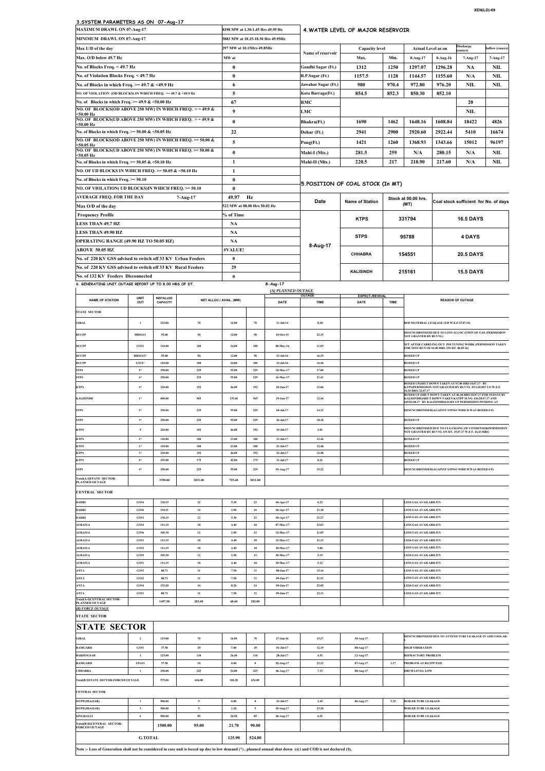XEN(LD)-69

## 3.SYSTEM PARAMETERS AS ON 07-Aug-17

| | |
|---|---|
| MAXIMUM DRAWL ON 07-Aug-17 | 8398 MW at 1.30-1.45 Hrs 49.95 Hz |
| MINIMUM DRAWL ON 07-Aug-17 | 5883 MW at 18.15-18.30 Hrs 49.95Hz |
| Max U/D of the day | 297 MW at 10.15Hrs 49.85Hz |
| Max. O/D below 49.7 Hz | MW at |
| No. of Blocks Freq. < 49.7 Hz | 0 |
| No. of Violation Blocks Freq. < 49.7 Hz | 0 |
| No. of Blocks in which Freq. >= 49.7 & <49.9 Hz | 6 |
| NO. OF VIOLATION (OD BLOCKS) IN WHICH FREQ. >= 49.7 & <49.9 Hz | 5 |
| No. of Blocks in which Freq. >= 49.9 & <50.00 Hz | 67 |
| NO. OF BLOCKS(OD ABOVE 250 MW) IN WHICH FREQ. > = 49.9 & <50.00 Hz | 9 |
| NO. OF BLOCKS(UD ABOVE 250 MW) IN WHICH FREQ. > = 49.9 & <50.00 Hz | 0 |
| No. of Blocks in which Freq. >= 50.00 & <50.05 Hz | 22 |
| NO. OF BLOCKS(OD ABOVE 250 MW) IN WHICH FREQ. >= 50.00 & <50.05 Hz | 5 |
| NO. OF BLOCKS(UD ABOVE 250 MW) IN WHICH FREQ. >= 50.00 & <50.05 Hz | 0 |
| No. of Blocks in which Freq. >= 50.05 & <50.10 Hz | 1 |
| NO. OF UD BLOCKS IN WHICH FREQ. >= 50.05 & <50.10 Hz | 1 |
| No. of Blocks in which Freq. >= 50.10 | 0 |
| NO. OF VIOLATION( UD BLOCKS)IN WHICH FREQ. >= 50.10 | 0 |
| AVERAGE FREQ. FOR THE DAY 7-Aug-17 | 49.97 Hz |
| Max O/D of the day | 522 MW at 08.00 Hrs 50.02 Hz |
| Frequency Profile | % of Time |
| LESS THAN 49.7 HZ | NA |
| LESS THAN 49.90 HZ | NA |
| OPERATING RANGE (49.90 HZ TO 50.05 HZ) | NA |
| ABOVE 50.05 HZ | #VALUE! |
| No. of 220 KV GSS advised to switch off 33 KV Urban Feeders | 0 |
| No. of 220 KV GSS advised to switch off 33 KV Rural Feeders | 29 |
| No. of 132 KV Feeders Disconnected | 0 |

## 4.WATER LEVEL OF MAJOR RESERVOIR

| Name of reservoir | Capacity level | | Actual Level as on | | Discharge (cusecs) | Inflow (cusecs) |
|---|---|---|---|---|---|---|
| | Max. | Min. | 8-Aug-17 | 8-Aug-16 | 7-Aug-17 | 7-Aug-17 |
| Gandhi Sagar (Ft.) | 1312 | 1250 | 1297.07 | 1296.28 | NA | NIL |
| R.P.Sagar (Ft.) | 1157.5 | 1128 | 1144.57 | 1155.60 | N/A | NIL |
| Jawahar Sagar (Ft.) | 980 | 970.4 | 972.80 | 976.20 | NIL | NIL |
| Kota Barrage(Ft.) | 854.5 | 852.3 | 850.30 | 852.10 | | |
| RMC | | | | | 20 | |
| LMC | | | | | NIL | |
| Bhakra(Ft.) | 1690 | 1462 | 1648.16 | 1608.84 | 18422 | 4826 |
| Dehar (Ft.) | 2941 | 2900 | 2920.60 | 2922.44 | 5410 | 16674 |
| Pong(Ft.) | 1421 | 1260 | 1368.93 | 1343.66 | 15012 | 96197 |
| Mahi-I (Mts.) | 281.5 | 259 | N/A | 280.15 | N/A | NIL |
| Mahi-II (Mts.) | 220.5 | 217 | 218.90 | 217.60 | N/A | NIL |

## 5.POSITION OF COAL STOCK (In MT)

| Date | Name of Station | Stock at 00.00 hrs. (MT) | Coal stock sufficient for No. of days |
|---|---|---|---|
| 8-Aug-17 | KTPS | 331794 | 16.5 DAYS |
| | STPS | 95788 | 4 DAYS |
| | CHHABRA | 154551 | 20.5 DAYS |
| | KALISINDH | 215161 | 15.5 DAYS |

## 6. GENERATING UNIT OUTAGE REPORT UP TO 8.00 HRS OF DT. 8-Aug-17

### (A) PLANNED OUTAGE

| NAME OF STATION | UNIT OUT | INSTALLED CAPACITY | NET ALLOC./ AVAIL. (MW) | | | OUTAGE DATE | OUTAGE TIME | EXPECT./REVIVAL DATE | EXPECT./REVIVAL TIME | REASON OF OUTAGE |
|---|---|---|---|---|---|---|---|---|---|---|
| STATE SECTOR | | | | | | | | | | |
| GIRAL | 1 | 125.00 | 70 | 16.80 | 70 | 11-Jul-14 | 8.20 | | | BED MATERIAL LEAKAGE (S/D W.E.F.15.07.14) |
| DCCPP | HRSG#1 | 55.00 | 50 | 12.00 | 50 | 03-Oct-15 | 22.35 | | | DESYNCHRONIZED DUE TO LESS ALLOCATION OF GAS (PERMISSION NOT GRANTED BY RUVNL) |
| DCCPP | GT#1 | 110.00 | 100 | 24.00 | 100 | 08-May-16 | 11.05 | | | S/T AFTER CARRYING OUT PSS TUNING WORK (PERMISSION TAKEN FOR TEST RUN OF 01.00 HRS. ON DT. 08.05.16) |
| DCCPP | HRSG#2* | 55.00 | 50 | 12.00 | 50 | 13-Jul-16 | 16.35 | | | BOXED UP |
| DCCPP | GT#2* | 110.00 | 100 | 24.00 | 100 | 13-Jul-16 | 16.40 | | | BOXED UP |
| STPS | 5* | 250.00 | 229 | 55.00 | 229 | 10-May-17 | 17.00 | | | BOXED UP |
| STPS | 6* | 250.00 | 229 | 55.00 | 229 | 16-May-17 | 21.41 | | | BOXED UP |
| KTPS | 4* | 210.00 | 192 | 46.00 | 192 | 20-Jun-17 | 12.06 | | | BOXED UP(SHUT DOWN TAKEN AT 07.00 HRS/14.07.17 BY KTPS)PERMISSION NOT GRANTED BY RUVNL TO LIGHT UO W.E.F 16.20 HRS/22.07.17 |
| KALISINDH | 1* | 600.00 | 565 | 135.60 | 565 | 29-Jun-17 | 12.44 | | | BOXED UP (SHUT DOWN TAKEN AT 06.40 HRS/18.07.17 FOR 10 DAYS BY KALISINDH)(SHUT DOWN TAKEN KATPP M.NO. 436/28.07.17 AND 445/02.08.17 BY KALISINDH)LIGHT UP PERMISSION PENDING AT |
| STPS | 2* | 250.00 | 229 | 55.00 | 229 | 04-Jul-17 | 14.22 | | | DESYNCHRONISED(AGAINST STPS#1 WHICH WAS BOXED-UP) |
| STPS | 3* | 250.00 | 229 | 55.00 | 229 | 16-Jul-17 | 18.18 | | | BOXED UP |
| KTPS | 5 | 210.00 | 192 | 46.00 | 192 | 19-Jul-17 | 3.01 | | | DESYNCHRONISED DUE TO CLEANGING OF CONDENSER(PERMISSION NOT GRANTED BY RUVNL ON DT. 19.07.17 W.E.F. 16.43 HRS) |
| KTPS | 2* | 110.00 | 100 | 23.00 | 100 | 21-Jul-17 | 12.46 | | | BOXED UP |
| KTPS | 1* | 110.00 | 100 | 23.00 | 100 | 21-Jul-17 | 12.48 | | | BOXED UP |
| KTPS | 3* | 210.00 | 192 | 46.00 | 192 | 22-Jul-17 | 12.48 | | | BOXED UP |
| KTPS | 6* | 195.00 | 175 | 42.00 | 175 | 31-Jul-17 | 8.21 | | | BOXED UP |
| STPS | 4* | 250.00 | 229 | 55.00 | 229 | 01-Aug-17 | 15.22 | | | DESYNCHRONISED(AGAINST STPS#1 WHICH WAS BOXED-UP) |
| Total(A I)STATE SECTOR-PLANNED OUTAGE | | 3350.00 | 3031.00 | 725.40 | 3031.00 | | | | | |
| CENTRAL SECTOR | | | | | | | | | | |
| DADRI | GT#4 | 130.19 | 22 | 5.30 | 22 | 06-Apr-17 | 0.23 | | | LESS GAS AVAILABILITY |
| DADRI | GT#6 | 154.51 | 16 | 3.90 | 16 | 06-Apr-17 | 21.18 | | | LESS GAS AVAILABILITY |
| DADRI | GT#3 | 130.19 | 22 | 5.30 | 22 | 06-Apr-17 | 21.27 | | | LESS GAS AVAILABILITY |
| AURAIYA | GT#4 | 111.19 | 18 | 4.40 | 18 | 07-May-17 | 22.03 | | | LESS GAS AVAILABILITY |
| AURAIYA | GT#6 | 109.30 | 12 | 2.90 | 12 | 12-May-17 | 21.05 | | | LESS GAS AVAILABILITY |
| AURAIYA | GT#3 | 111.19 | 18 | 4.40 | 18 | 12-May-17 | 21.13 | | | LESS GAS AVAILABILITY |
| AURAIYA | GT#2 | 111.19 | 18 | 4.40 | 18 | 30-May-17 | 5.06 | | | LESS GAS AVAILABILITY |
| AURAIYA | GT#5 | 109.30 | 12 | 2.90 | 12 | 30-May-17 | 5.15 | | | LESS GAS AVAILABILITY |
| AURAIYA | GT#1 | 111.19 | 18 | 4.40 | 18 | 30-May-17 | 5.22 | | | LESS GAS AVAILABILITY |
| ANTA | GT#3 | 88.71 | 31 | 7.50 | 31 | 08-Jun-17 | 12.16 | | | LESS GAS AVAILABILITY |
| ANTA | GT#2 | 88.71 | 31 | 7.50 | 31 | 09-Jun-17 | 21.51 | | | LESS GAS AVAILABILITY |
| ANTA | GT#4 | 153.20 | 34 | 8.20 | 34 | 09-Jun-17 | 22.05 | | | LESS GAS AVAILABILITY |
| ANTA | GT#1 | 88.71 | 31 | 7.50 | 31 | 09-Jun-17 | 22.31 | | | LESS GAS AVAILABILITY |
| Total(A-II)CENTRAL SECTOR-PLANNED OUTAGE | | 1497.58 | 283.00 | 68.60 | 283.00 | | | | | |

### (B) FORCE OUTAGE

| NAME OF STATION | UNIT OUT | INSTALLED CAPACITY | NET ALLOC./ AVAIL. (MW) | | | OUTAGE DATE | OUTAGE TIME | EXPECT./REVIVAL DATE | EXPECT./REVIVAL TIME | REASON OF OUTAGE |
|---|---|---|---|---|---|---|---|---|---|---|
| STATE SECTOR | | | | | | | | | | |
| GIRAL | 2 | 125.00 | 70 | 16.80 | 70 | 27-Jan-16 | 15.27 | 30-Aug-17 | | DESYNCHRONIZED DUE TO ATTEND TUBE LEAKAGE IN ASH COOLAR-B |
| RAMGARH | GT#1 | 37.50 | 29 | 7.00 | 29 | 01-Jul-17 | 12.19 | 08-Aug-17 | | HIGH VIBERATION |
| BARSINGSAR | 1 | 125.00 | 110 | 26.40 | 110 | 28-Jul-17 | 4.51 | 12-Aug-17 | | REFRACTORY PROBLEM |
| RAMGARH | STG#1 | 37.50 | 10 | 0.00 | 0 | 02-Aug-17 | 22.22 | 07-Aug-17 | 3.17 | PROBLEM AT RGTPP END |
| CHHABRA | 1 | 250.00 | 225 | 54.00 | 225 | 06-Aug-17 | 7.15 | 08-Aug-17 | | DRUM LEVEL LOW |
| Total(B I)STATE SECTOR-FORCED OUTAGE | | 575.00 | 444.00 | 104.20 | 434.00 | | | | | |
| CENTRAL SECTOR | | | | | | | | | | |
| ISTPP(JHAJJAR) | 1 | 500.00 | 5 | 0.00 | 0 | 23-Jul-17 | 2.45 | 06-Aug-17 | 5.35 | BOILER TUBE LEAKAGE |
| ISTPP(JHAJJAR) | 3 | 500.00 | 5 | 1.20 | 5 | 05-Aug-17 | 23.20 | | | BOILER TUBE LEAKAGE |
| SINGRAULI | 6 | 500.00 | 85 | 20.50 | 85 | 06-Aug-17 | 6.21 | | | BOILER TUBE LEAKAGE |
| Total(B II)CENTRAL SECTOR-FORCED OUTAGE | | 1500.00 | 95.00 | 21.70 | 90.00 | | | | | |
| G.TOTAL | | | | 125.90 | 524.00 | | | | | |

Note :- Loss of Generation shall not be considered in case unit is boxed up due to low demand (*) , planned annual shut down (@) and COD is not declared ($).